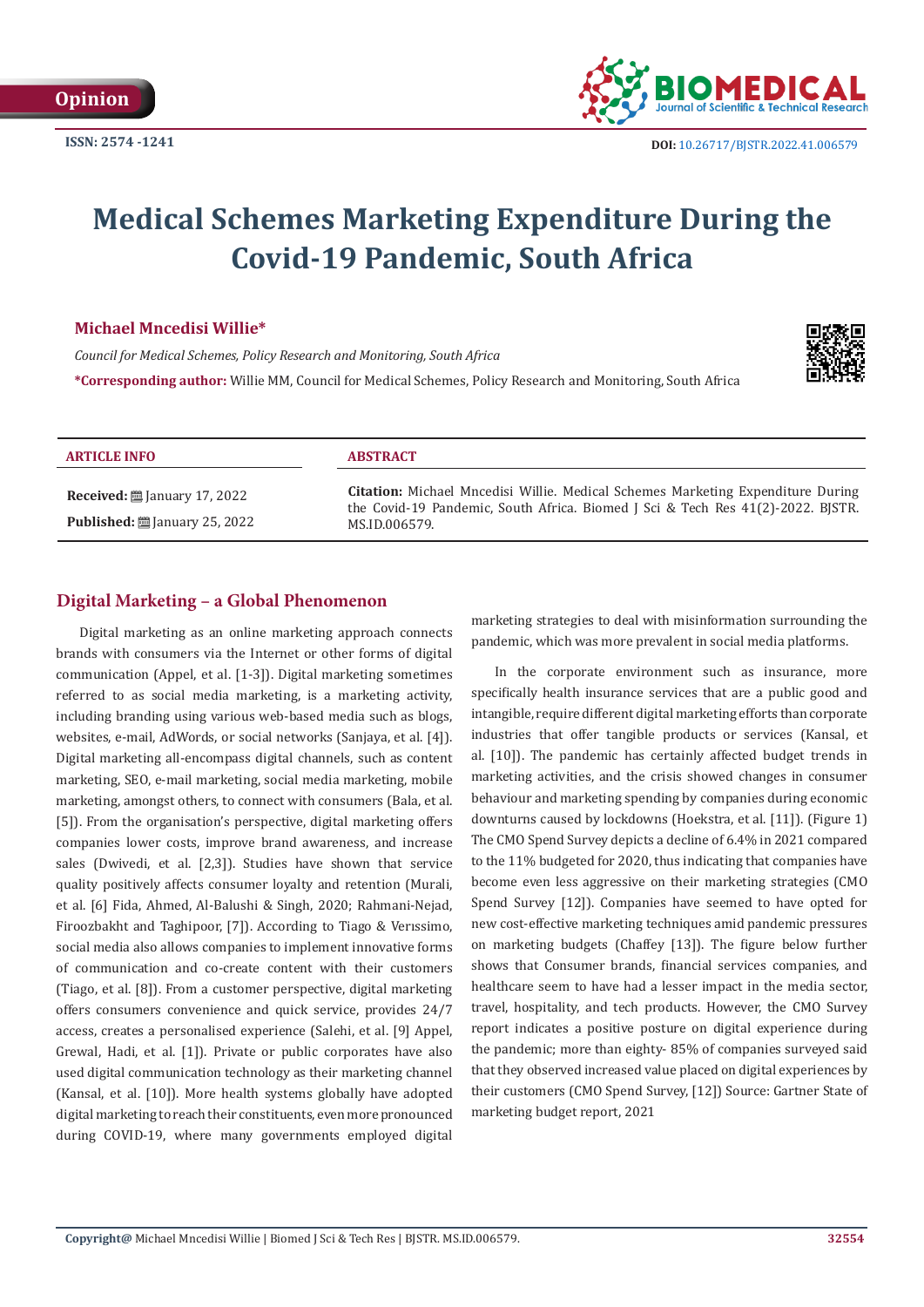Opinion

ISSN: 2574 -1241

DOI: 10.26717/BJSTR.2022.41.006579

# Medical Schemes Marketing Expenditure During the Covid-19 Pandemic, South Africa

**Michael Mncedisi Willie***

*Council for Medical Schemes, Policy Research and Monitoring, South Africa*

***Corresponding author:** Willie MM, Council for Medical Schemes, Policy Research and Monitoring, South Africa

**ARTICLE INFO**

**Received:** January 17, 2022

**Published:** January 25, 2022

**ABSTRACT**

**Citation:** Michael Mncedisi Willie. Medical Schemes Marketing Expenditure During the Covid-19 Pandemic, South Africa. Biomed J Sci & Tech Res 41(2)-2022. BJSTR. MS.ID.006579.

## Digital Marketing – a Global Phenomenon

Digital marketing as an online marketing approach connects brands with consumers via the Internet or other forms of digital communication (Appel, et al. [1-3]). Digital marketing sometimes referred to as social media marketing, is a marketing activity, including branding using various web-based media such as blogs, websites, e-mail, AdWords, or social networks (Sanjaya, et al. [4]). Digital marketing all-encompass digital channels, such as content marketing, SEO, e-mail marketing, social media marketing, mobile marketing, amongst others, to connect with consumers (Bala, et al. [5]). From the organisation's perspective, digital marketing offers companies lower costs, improve brand awareness, and increase sales (Dwivedi, et al. [2,3]). Studies have shown that service quality positively affects consumer loyalty and retention (Murali, et al. [6] Fida, Ahmed, Al-Balushi & Singh, 2020; Rahmani-Nejad, Firoozbakht and Taghipoor, [7]). According to Tiago & Verıssimo, social media also allows companies to implement innovative forms of communication and co-create content with their customers (Tiago, et al. [8]). From a customer perspective, digital marketing offers consumers convenience and quick service, provides 24/7 access, creates a personalised experience (Salehi, et al. [9] Appel, Grewal, Hadi, et al. [1]). Private or public corporates have also used digital communication technology as their marketing channel (Kansal, et al. [10]). More health systems globally have adopted digital marketing to reach their constituents, even more pronounced during COVID-19, where many governments employed digital marketing strategies to deal with misinformation surrounding the pandemic, which was more prevalent in social media platforms.

In the corporate environment such as insurance, more specifically health insurance services that are a public good and intangible, require different digital marketing efforts than corporate industries that offer tangible products or services (Kansal, et al. [10]). The pandemic has certainly affected budget trends in marketing activities, and the crisis showed changes in consumer behaviour and marketing spending by companies during economic downturns caused by lockdowns (Hoekstra, et al. [11]). (Figure 1) The CMO Spend Survey depicts a decline of 6.4% in 2021 compared to the 11% budgeted for 2020, thus indicating that companies have become even less aggressive on their marketing strategies (CMO Spend Survey [12]). Companies have seemed to have opted for new cost-effective marketing techniques amid pandemic pressures on marketing budgets (Chaffey [13]). The figure below further shows that Consumer brands, financial services companies, and healthcare seem to have had a lesser impact in the media sector, travel, hospitality, and tech products. However, the CMO Survey report indicates a positive posture on digital experience during the pandemic; more than eighty- 85% of companies surveyed said that they observed increased value placed on digital experiences by their customers (CMO Spend Survey, [12]) Source: Gartner State of marketing budget report, 2021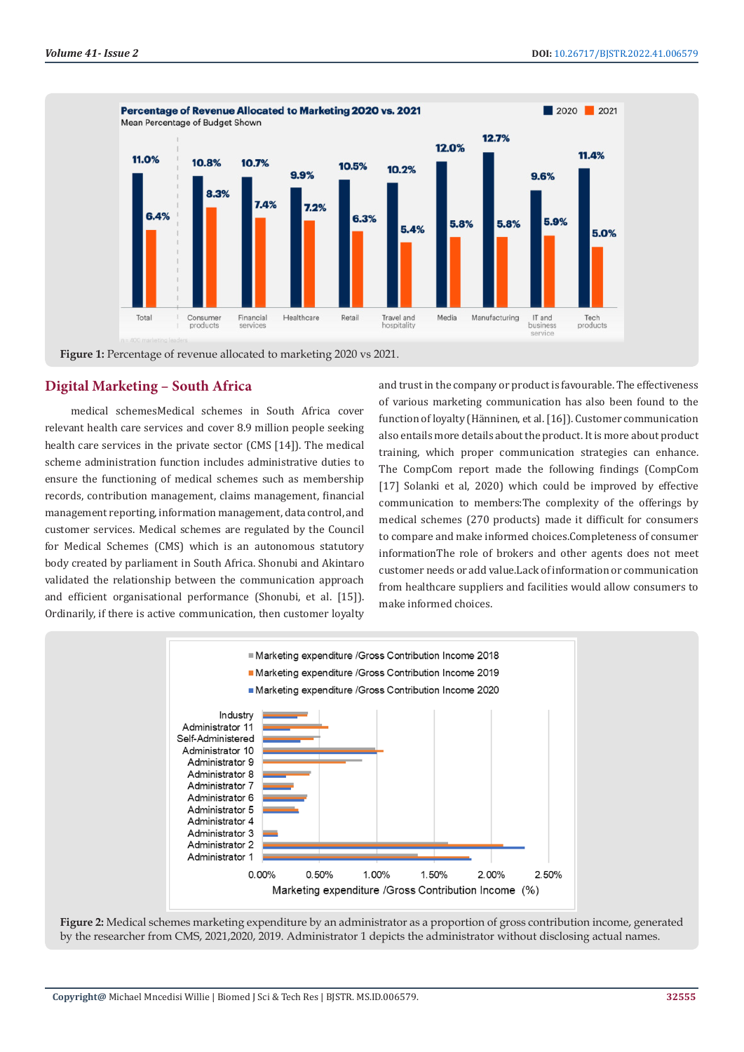Figure 1: Percentage of revenue allocated to marketing 2020 vs 2021.

## Digital Marketing – South Africa

medical schemesMedical schemes in South Africa cover relevant health care services and cover 8.9 million people seeking health care services in the private sector (CMS [14]). The medical scheme administration function includes administrative duties to ensure the functioning of medical schemes such as membership records, contribution management, claims management, financial management reporting, information management, data control, and customer services. Medical schemes are regulated by the Council for Medical Schemes (CMS) which is an autonomous statutory body created by parliament in South Africa. Shonubi and Akintaro validated the relationship between the communication approach and efficient organisational performance (Shonubi, et al. [15]). Ordinarily, if there is active communication, then customer loyalty and trust in the company or product is favourable. The effectiveness of various marketing communication has also been found to the function of loyalty (Hänninen, et al. [16]). Customer communication also entails more details about the product. It is more about product training, which proper communication strategies can enhance. The CompCom report made the following findings (CompCom [17] Solanki et al, 2020) which could be improved by effective communication to members:The complexity of the offerings by medical schemes (270 products) made it difficult for consumers to compare and make informed choices.Completeness of consumer informationThe role of brokers and other agents does not meet customer needs or add value.Lack of information or communication from healthcare suppliers and facilities would allow consumers to make informed choices.

Figure 2: Medical schemes marketing expenditure by an administrator as a proportion of gross contribution income, generated by the researcher from CMS, 2021,2020, 2019. Administrator 1 depicts the administrator without disclosing actual names.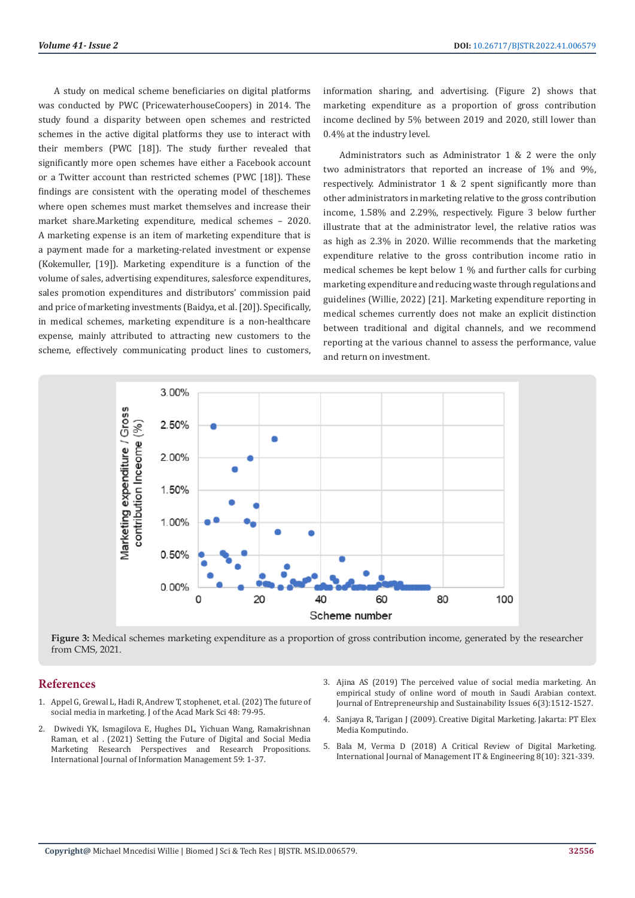A study on medical scheme beneficiaries on digital platforms was conducted by PWC (PricewaterhouseCoopers) in 2014. The study found a disparity between open schemes and restricted schemes in the active digital platforms they use to interact with their members (PWC [18]). The study further revealed that significantly more open schemes have either a Facebook account or a Twitter account than restricted schemes (PWC [18]). These findings are consistent with the operating model of theschemes where open schemes must market themselves and increase their market share.Marketing expenditure, medical schemes – 2020. A marketing expense is an item of marketing expenditure that is a payment made for a marketing-related investment or expense (Kokemuller, [19]). Marketing expenditure is a function of the volume of sales, advertising expenditures, salesforce expenditures, sales promotion expenditures and distributors' commission paid and price of marketing investments (Baidya, et al. [20]). Specifically, in medical schemes, marketing expenditure is a non-healthcare expense, mainly attributed to attracting new customers to the scheme, effectively communicating product lines to customers, information sharing, and advertising. (Figure 2) shows that marketing expenditure as a proportion of gross contribution income declined by 5% between 2019 and 2020, still lower than 0.4% at the industry level.

Administrators such as Administrator 1 & 2 were the only two administrators that reported an increase of 1% and 9%, respectively. Administrator 1 & 2 spent significantly more than other administrators in marketing relative to the gross contribution income, 1.58% and 2.29%, respectively. Figure 3 below further illustrate that at the administrator level, the relative ratios was as high as 2.3% in 2020. Willie recommends that the marketing expenditure relative to the gross contribution income ratio in medical schemes be kept below 1 % and further calls for curbing marketing expenditure and reducing waste through regulations and guidelines (Willie, 2022) [21]. Marketing expenditure reporting in medical schemes currently does not make an explicit distinction between traditional and digital channels, and we recommend reporting at the various channel to assess the performance, value and return on investment.

**Figure 3:** Medical schemes marketing expenditure as a proportion of gross contribution income, generated by the researcher from CMS, 2021.

## References

1. Appel G, Grewal L, Hadi R, Andrew T, stophenet, et al. (202) The future of social media in marketing. J of the Acad Mark Sci 48: 79-95.
2. Dwivedi YK, Ismagilova E, Hughes DL, Yichuan Wang, Ramakrishnan Raman, et al . (2021) Setting the Future of Digital and Social Media Marketing Research Perspectives and Research Propositions. International Journal of Information Management 59: 1-37.
3. Ajina AS (2019) The perceived value of social media marketing. An empirical study of online word of mouth in Saudi Arabian context. Journal of Entrepreneurship and Sustainability Issues 6(3):1512-1527.
4. Sanjaya R, Tarigan J (2009). Creative Digital Marketing. Jakarta: PT Elex Media Komputindo.
5. Bala M, Verma D (2018) A Critical Review of Digital Marketing. International Journal of Management IT & Engineering 8(10): 321-339.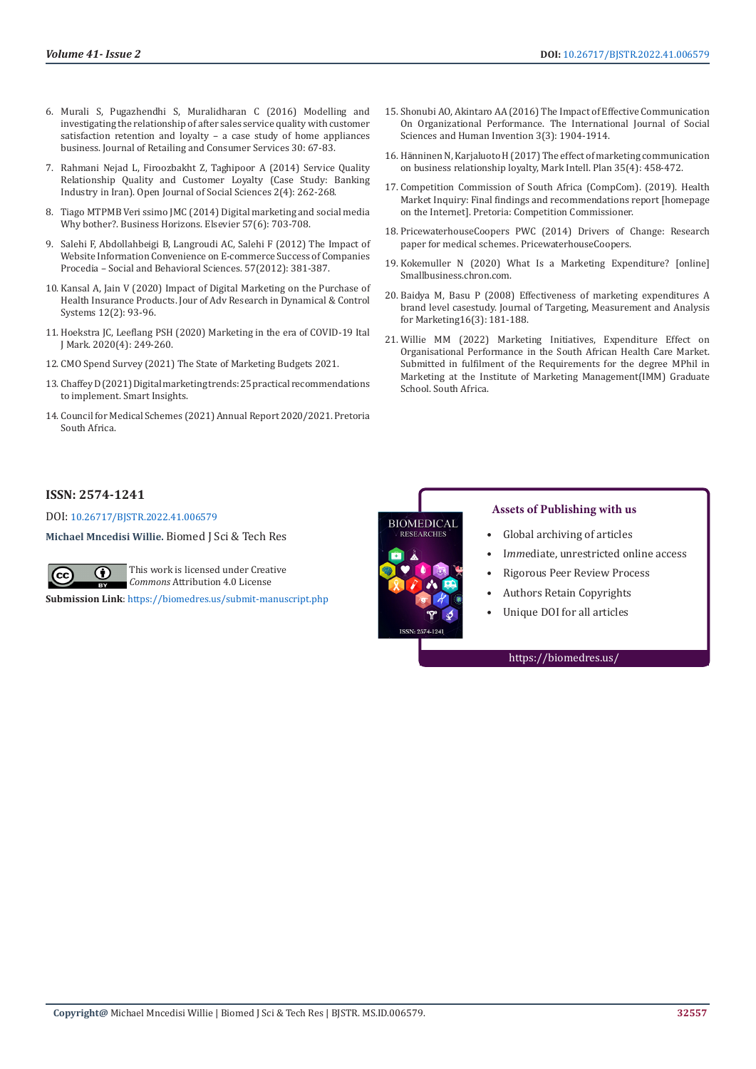6. Murali S, Pugazhendhi S, Muralidharan C (2016) Modelling and investigating the relationship of after sales service quality with customer satisfaction retention and loyalty – a case study of home appliances business. Journal of Retailing and Consumer Services 30: 67-83.
7. Rahmani Nejad L, Firoozbakht Z, Taghipoor A (2014) Service Quality Relationship Quality and Customer Loyalty (Case Study: Banking Industry in Iran). Open Journal of Social Sciences 2(4): 262-268.
8. Tiago MTPMB Veri ssimo JMC (2014) Digital marketing and social media Why bother?. Business Horizons. Elsevier 57(6): 703-708.
9. Salehi F, Abdollahbeigi B, Langroudi AC, Salehi F (2012) The Impact of Website Information Convenience on E-commerce Success of Companies Procedia – Social and Behavioral Sciences. 57(2012): 381-387.
10. Kansal A, Jain V (2020) Impact of Digital Marketing on the Purchase of Health Insurance Products. Jour of Adv Research in Dynamical & Control Systems 12(2): 93-96.
11. Hoekstra JC, Leeflang PSH (2020) Marketing in the era of COVID-19 Ital J Mark. 2020(4): 249-260.
12. CMO Spend Survey (2021) The State of Marketing Budgets 2021.
13. Chaffey D (2021) Digital marketing trends: 25 practical recommendations to implement. Smart Insights.
14. Council for Medical Schemes (2021) Annual Report 2020/2021. Pretoria South Africa.
15. Shonubi AO, Akintaro AA (2016) The Impact of Effective Communication On Organizational Performance. The International Journal of Social Sciences and Human Invention 3(3): 1904-1914.
16. Hänninen N, Karjaluoto H (2017) The effect of marketing communication on business relationship loyalty, Mark Intell. Plan 35(4): 458-472.
17. Competition Commission of South Africa (CompCom). (2019). Health Market Inquiry: Final findings and recommendations report [homepage on the Internet]. Pretoria: Competition Commissioner.
18. PricewaterhouseCoopers PWC (2014) Drivers of Change: Research paper for medical schemes. PricewaterhouseCoopers.
19. Kokemuller N (2020) What Is a Marketing Expenditure? [online] Smallbusiness.chron.com.
20. Baidya M, Basu P (2008) Effectiveness of marketing expenditures A brand level casestudy. Journal of Targeting, Measurement and Analysis for Marketing16(3): 181-188.
21. Willie MM (2022) Marketing Initiatives, Expenditure Effect on Organisational Performance in the South African Health Care Market. Submitted in fulfilment of the Requirements for the degree MPhil in Marketing at the Institute of Marketing Management(IMM) Graduate School. South Africa.

**ISSN: 2574-1241**

DOI: 10.26717/BJSTR.2022.41.006579

**Michael Mncedisi Willie.** Biomed J Sci & Tech Res

This work is licensed under Creative *Commons* Attribution 4.0 License

**Submission Link**: https://biomedres.us/submit-manuscript.php

**Assets of Publishing with us**

- Global archiving of articles
- Immediate, unrestricted online access
- Rigorous Peer Review Process
- Authors Retain Copyrights
- Unique DOI for all articles

https://biomedres.us/